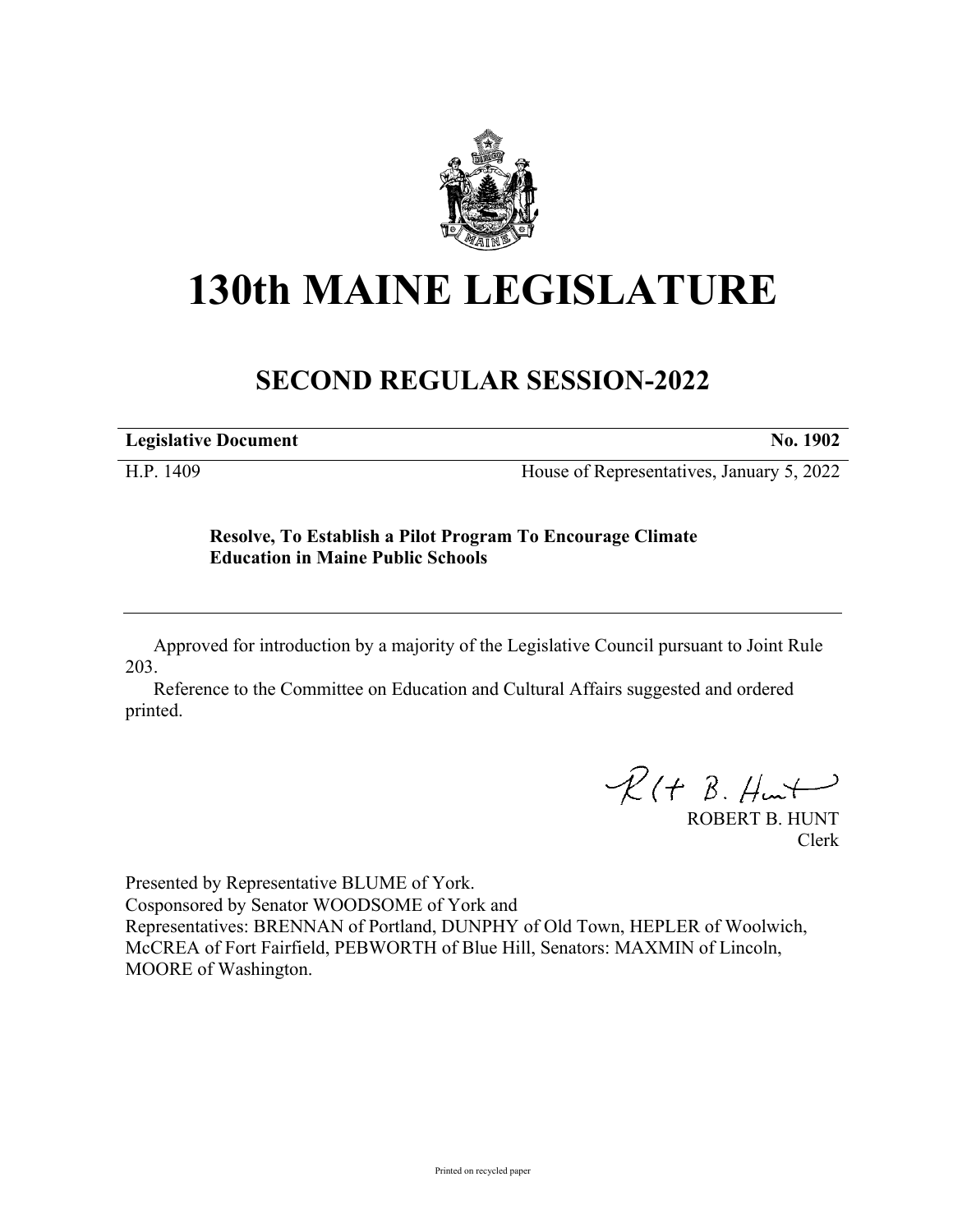# 130th MAINE LEGISLATURE

## SECOND REGULAR SESSION-2022

| **Legislative Document** | **No. 1902** |
|---|---|
| H.P. 1409 | House of Representatives, January 5, 2022 |

**Resolve, To Establish a Pilot Program To Encourage Climate Education in Maine Public Schools**

Approved for introduction by a majority of the Legislative Council pursuant to Joint Rule 203.

Reference to the Committee on Education and Cultural Affairs suggested and ordered printed.

ROBERT B. HUNT
Clerk

Presented by Representative BLUME of York.
Cosponsored by Senator WOODSOME of York and
Representatives: BRENNAN of Portland, DUNPHY of Old Town, HEPLER of Woolwich, McCREA of Fort Fairfield, PEBWORTH of Blue Hill, Senators: MAXMIN of Lincoln, MOORE of Washington.

Printed on recycled paper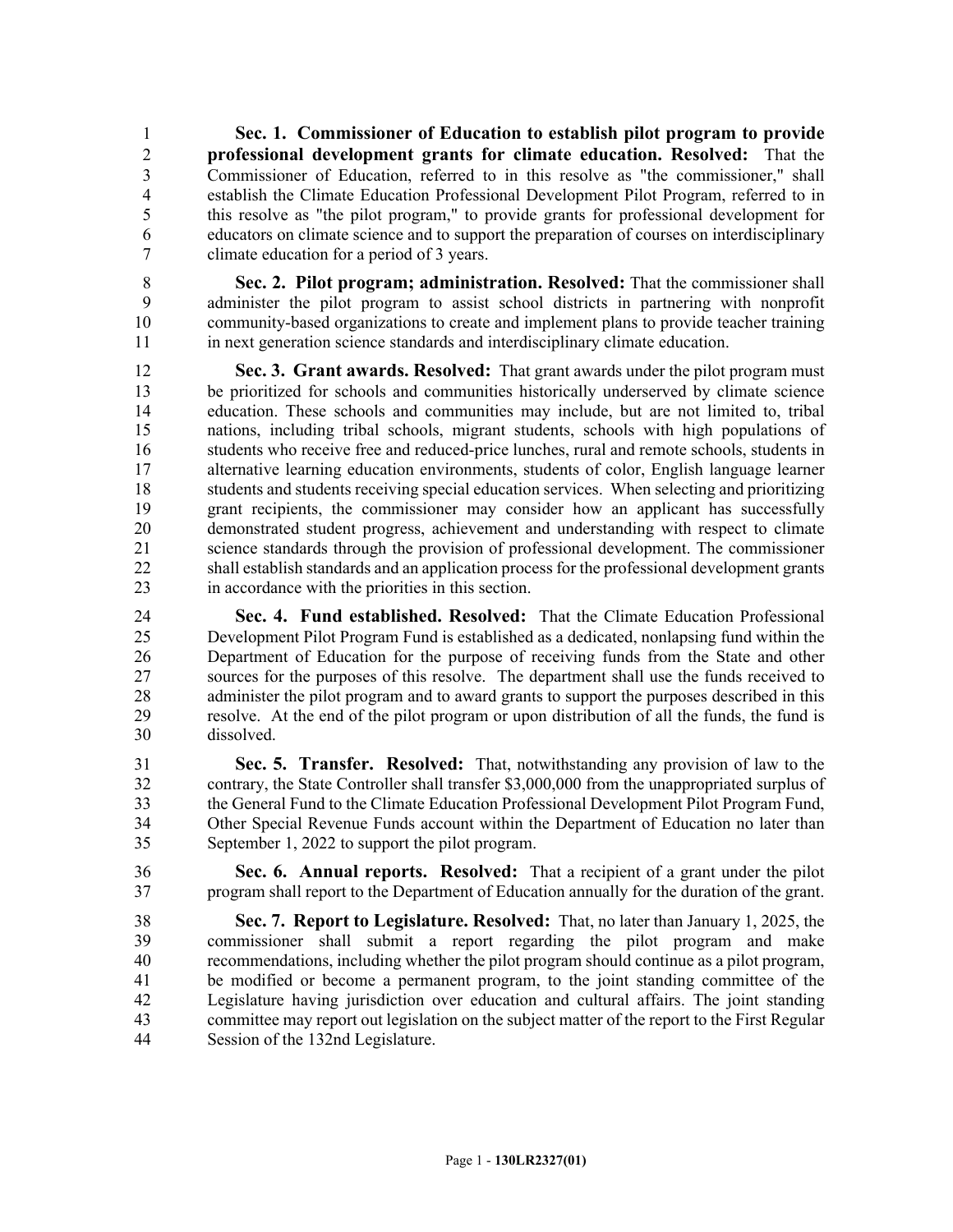**Sec. 1. Commissioner of Education to establish pilot program to provide professional development grants for climate education. Resolved:** That the Commissioner of Education, referred to in this resolve as "the commissioner," shall establish the Climate Education Professional Development Pilot Program, referred to in this resolve as "the pilot program," to provide grants for professional development for educators on climate science and to support the preparation of courses on interdisciplinary climate education for a period of 3 years.

**Sec. 2. Pilot program; administration. Resolved:** That the commissioner shall administer the pilot program to assist school districts in partnering with nonprofit community-based organizations to create and implement plans to provide teacher training in next generation science standards and interdisciplinary climate education.

**Sec. 3. Grant awards. Resolved:** That grant awards under the pilot program must be prioritized for schools and communities historically underserved by climate science education. These schools and communities may include, but are not limited to, tribal nations, including tribal schools, migrant students, schools with high populations of students who receive free and reduced-price lunches, rural and remote schools, students in alternative learning education environments, students of color, English language learner students and students receiving special education services. When selecting and prioritizing grant recipients, the commissioner may consider how an applicant has successfully demonstrated student progress, achievement and understanding with respect to climate science standards through the provision of professional development. The commissioner shall establish standards and an application process for the professional development grants in accordance with the priorities in this section.

**Sec. 4. Fund established. Resolved:** That the Climate Education Professional Development Pilot Program Fund is established as a dedicated, nonlapsing fund within the Department of Education for the purpose of receiving funds from the State and other sources for the purposes of this resolve. The department shall use the funds received to administer the pilot program and to award grants to support the purposes described in this resolve. At the end of the pilot program or upon distribution of all the funds, the fund is dissolved.

**Sec. 5. Transfer. Resolved:** That, notwithstanding any provision of law to the contrary, the State Controller shall transfer $3,000,000 from the unappropriated surplus of the General Fund to the Climate Education Professional Development Pilot Program Fund, Other Special Revenue Funds account within the Department of Education no later than September 1, 2022 to support the pilot program.

**Sec. 6. Annual reports. Resolved:** That a recipient of a grant under the pilot program shall report to the Department of Education annually for the duration of the grant.

**Sec. 7. Report to Legislature. Resolved:** That, no later than January 1, 2025, the commissioner shall submit a report regarding the pilot program and make recommendations, including whether the pilot program should continue as a pilot program, be modified or become a permanent program, to the joint standing committee of the Legislature having jurisdiction over education and cultural affairs. The joint standing committee may report out legislation on the subject matter of the report to the First Regular Session of the 132nd Legislature.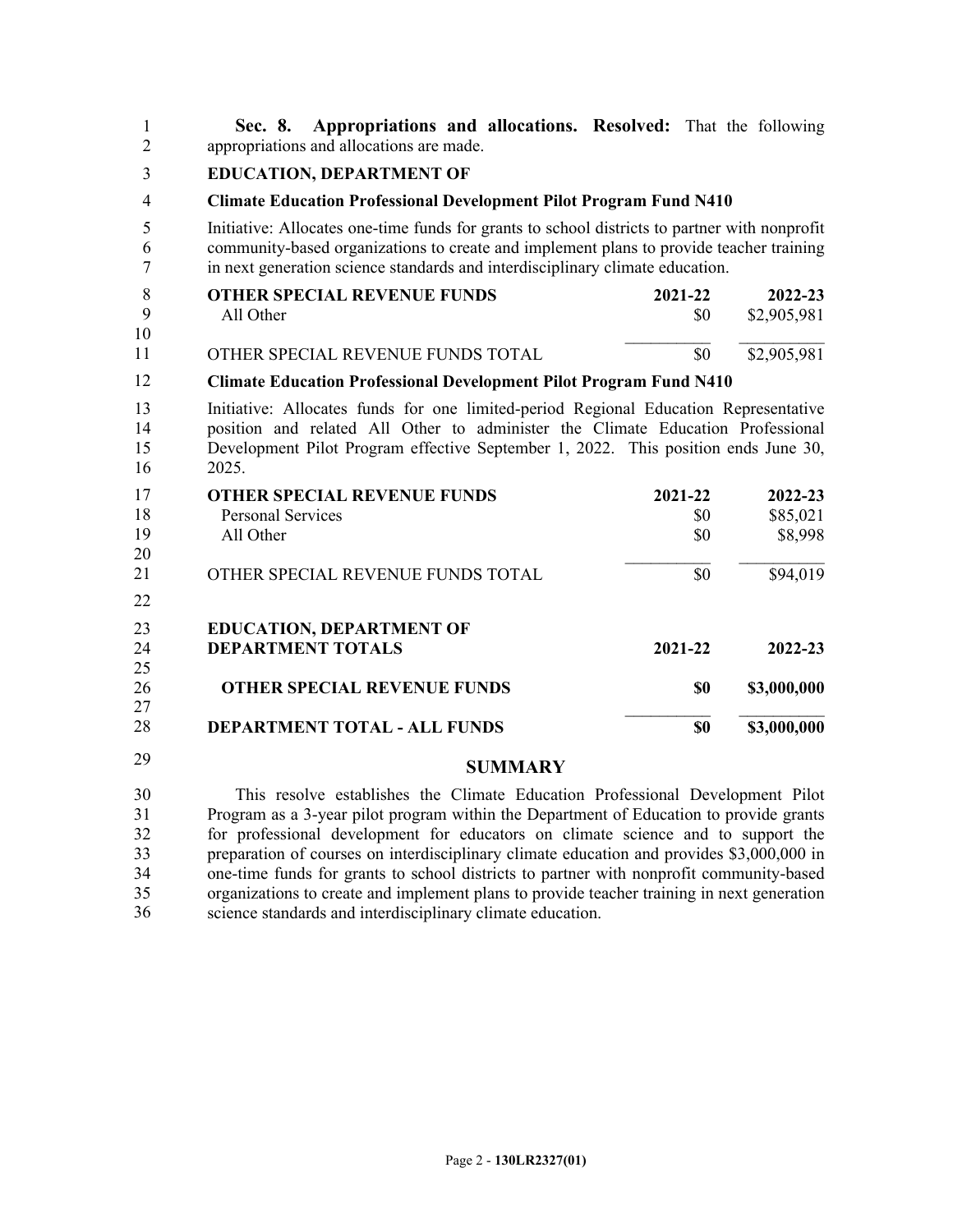**Sec. 8. Appropriations and allocations. Resolved:** That the following appropriations and allocations are made.

**EDUCATION, DEPARTMENT OF**

**Climate Education Professional Development Pilot Program Fund N410**

Initiative: Allocates one-time funds for grants to school districts to partner with nonprofit community-based organizations to create and implement plans to provide teacher training in next generation science standards and interdisciplinary climate education.

| **OTHER SPECIAL REVENUE FUNDS** | **2021-22** | **2022-23** |
|---|---|---|
| All Other | $0 | $2,905,981 |
| OTHER SPECIAL REVENUE FUNDS TOTAL | $0 | $2,905,981 |

**Climate Education Professional Development Pilot Program Fund N410**

Initiative: Allocates funds for one limited-period Regional Education Representative position and related All Other to administer the Climate Education Professional Development Pilot Program effective September 1, 2022. This position ends June 30, 2025.

| **OTHER SPECIAL REVENUE FUNDS** | **2021-22** | **2022-23** |
|---|---|---|
| Personal Services | $0 | $85,021 |
| All Other | $0 | $8,998 |
| OTHER SPECIAL REVENUE FUNDS TOTAL | $0 | $94,019 |

| **EDUCATION, DEPARTMENT OF DEPARTMENT TOTALS** | **2021-22** | **2022-23** |
|---|---|---|
| **OTHER SPECIAL REVENUE FUNDS** | **$0** | **$3,000,000** |
| **DEPARTMENT TOTAL - ALL FUNDS** | **$0** | **$3,000,000** |

## SUMMARY

This resolve establishes the Climate Education Professional Development Pilot Program as a 3-year pilot program within the Department of Education to provide grants for professional development for educators on climate science and to support the preparation of courses on interdisciplinary climate education and provides $3,000,000 in one-time funds for grants to school districts to partner with nonprofit community-based organizations to create and implement plans to provide teacher training in next generation science standards and interdisciplinary climate education.